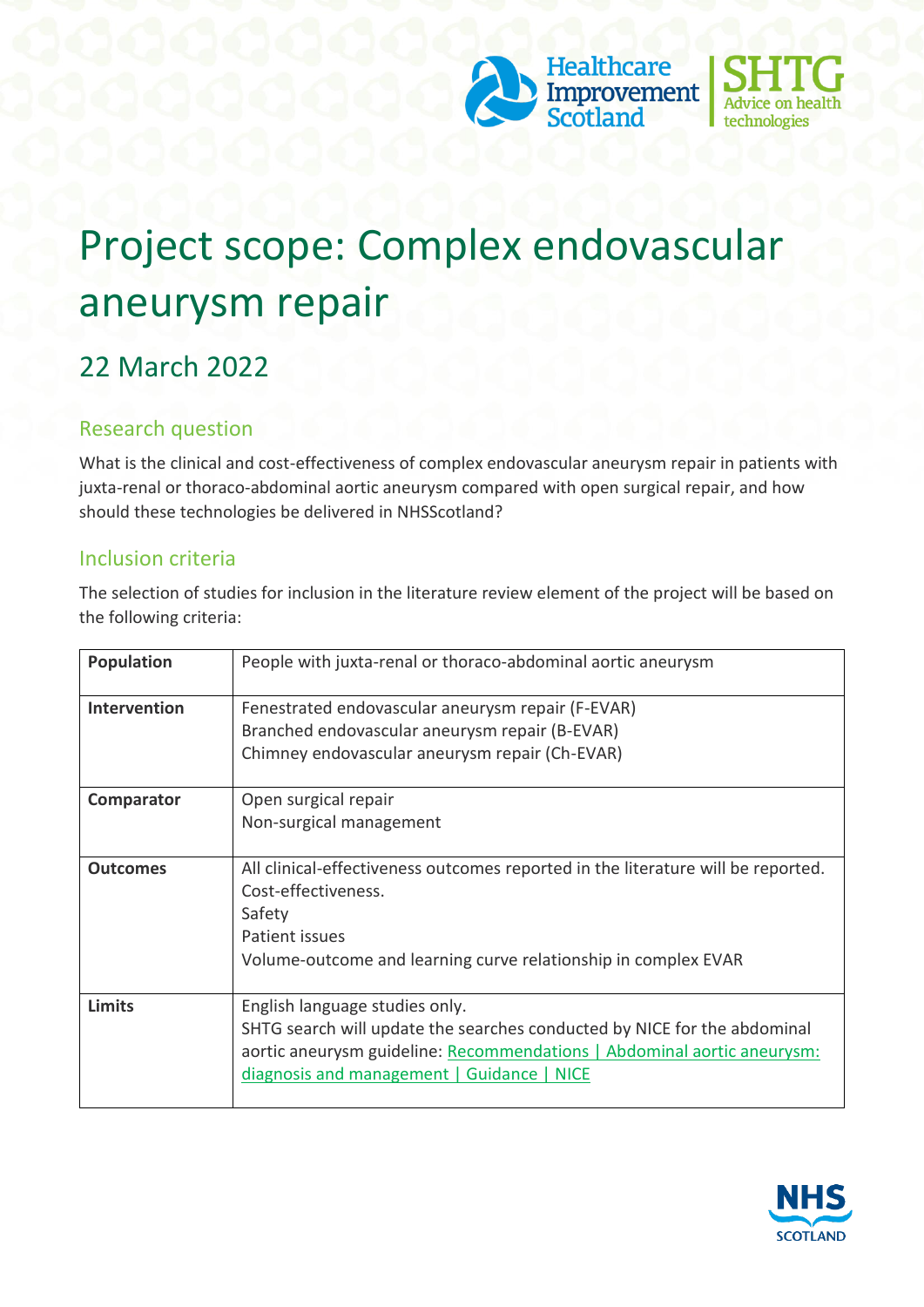# Project scope: Complex endovascular aneurysm repair

## 22 March 2022

### Research question

What is the clinical and cost-effectiveness of complex endovascular aneurysm repair in patients with juxta-renal or thoraco-abdominal aortic aneurysm compared with open surgical repair, and how should these technologies be delivered in NHSScotland?

### Inclusion criteria

The selection of studies for inclusion in the literature review element of the project will be based on the following criteria:

| | |
|---|---|
| **Population** | People with juxta-renal or thoraco-abdominal aortic aneurysm |
| **Intervention** | Fenestrated endovascular aneurysm repair (F-EVAR)<br>Branched endovascular aneurysm repair (B-EVAR)<br>Chimney endovascular aneurysm repair (Ch-EVAR) |
| **Comparator** | Open surgical repair<br>Non-surgical management |
| **Outcomes** | All clinical-effectiveness outcomes reported in the literature will be reported.<br>Cost-effectiveness.<br>Safety<br>Patient issues<br>Volume-outcome and learning curve relationship in complex EVAR |
| **Limits** | English language studies only.<br>SHTG search will update the searches conducted by NICE for the abdominal aortic aneurysm guideline: Recommendations \| Abdominal aortic aneurysm: diagnosis and management \| Guidance \| NICE |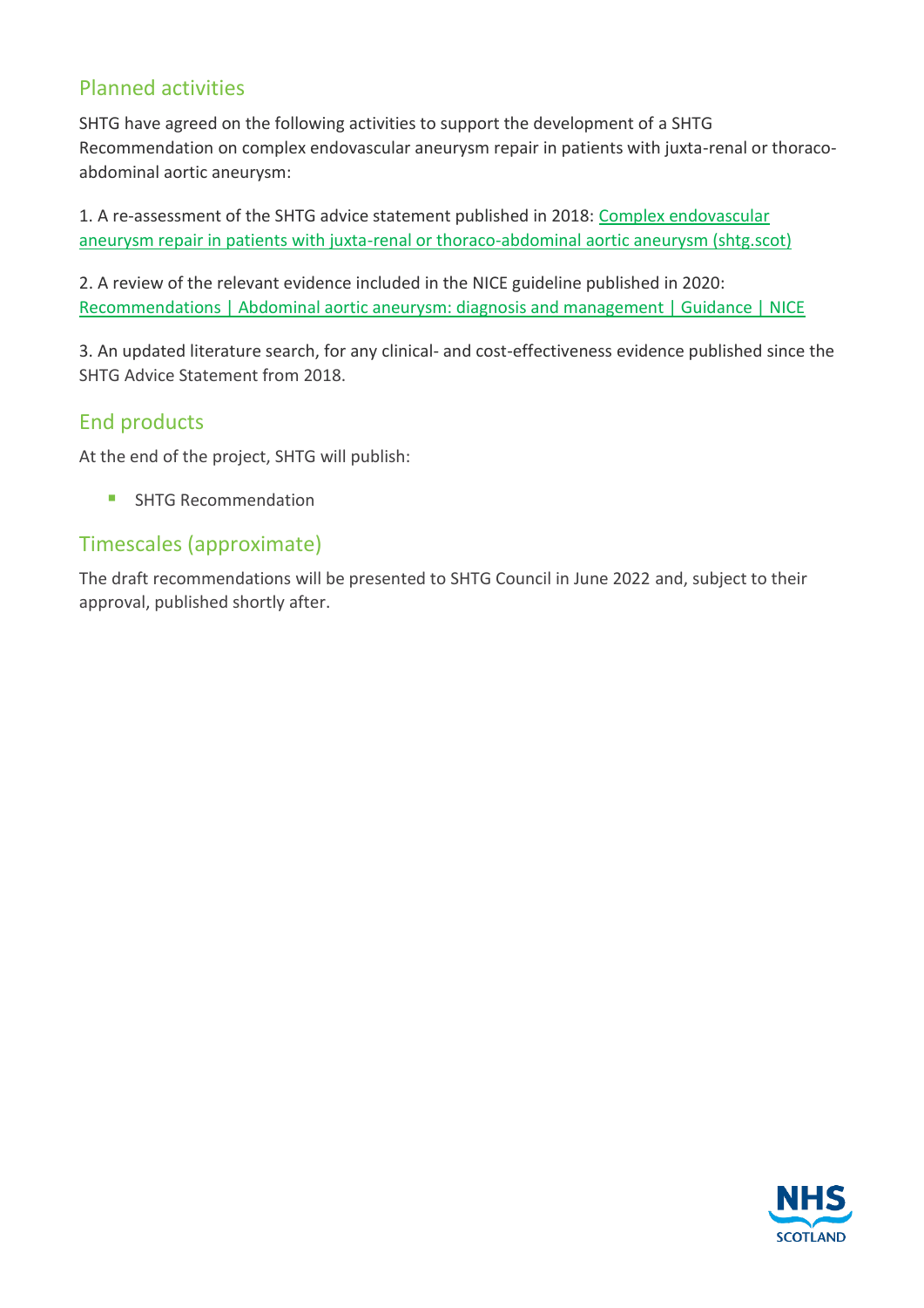## Planned activities

SHTG have agreed on the following activities to support the development of a SHTG Recommendation on complex endovascular aneurysm repair in patients with juxta-renal or thoraco-abdominal aortic aneurysm:

1. A re-assessment of the SHTG advice statement published in 2018: Complex endovascular aneurysm repair in patients with juxta-renal or thoraco-abdominal aortic aneurysm (shtg.scot)

2. A review of the relevant evidence included in the NICE guideline published in 2020: Recommendations | Abdominal aortic aneurysm: diagnosis and management | Guidance | NICE

3. An updated literature search, for any clinical- and cost-effectiveness evidence published since the SHTG Advice Statement from 2018.

## End products

At the end of the project, SHTG will publish:

- SHTG Recommendation

## Timescales (approximate)

The draft recommendations will be presented to SHTG Council in June 2022 and, subject to their approval, published shortly after.